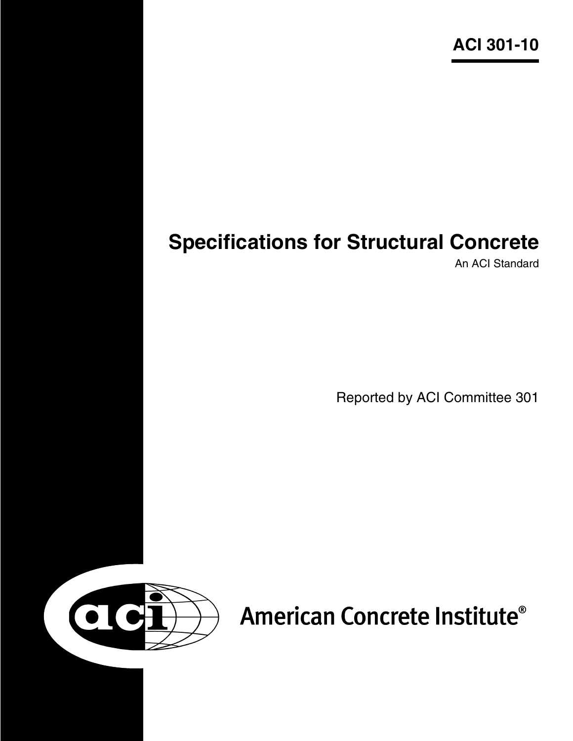**ACI 301-10**

# Specifications for Structural Concrete

An ACI Standard

Reported by ACI Committee 301

American Concrete Institute®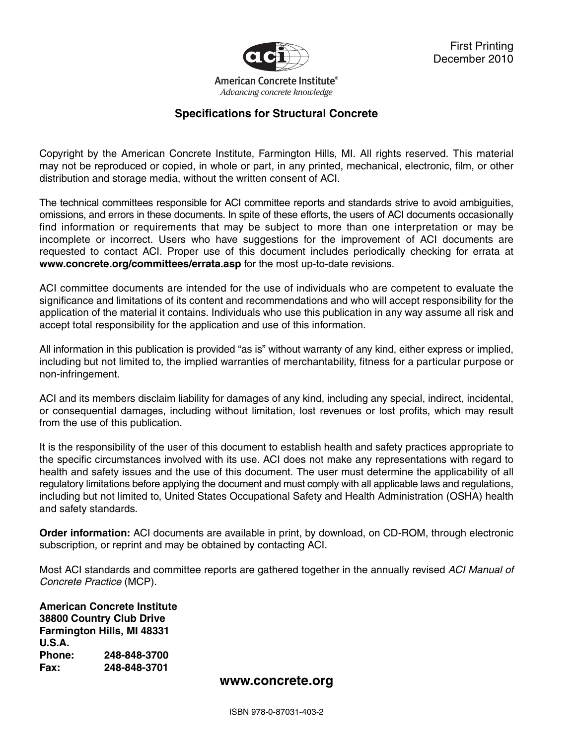First Printing
December 2010

American Concrete Institute®
*Advancing concrete knowledge*

**Specifications for Structural Concrete**

Copyright by the American Concrete Institute, Farmington Hills, MI. All rights reserved. This material may not be reproduced or copied, in whole or part, in any printed, mechanical, electronic, film, or other distribution and storage media, without the written consent of ACI.

The technical committees responsible for ACI committee reports and standards strive to avoid ambiguities, omissions, and errors in these documents. In spite of these efforts, the users of ACI documents occasionally find information or requirements that may be subject to more than one interpretation or may be incomplete or incorrect. Users who have suggestions for the improvement of ACI documents are requested to contact ACI. Proper use of this document includes periodically checking for errata at **www.concrete.org/committees/errata.asp** for the most up-to-date revisions.

ACI committee documents are intended for the use of individuals who are competent to evaluate the significance and limitations of its content and recommendations and who will accept responsibility for the application of the material it contains. Individuals who use this publication in any way assume all risk and accept total responsibility for the application and use of this information.

All information in this publication is provided "as is" without warranty of any kind, either express or implied, including but not limited to, the implied warranties of merchantability, fitness for a particular purpose or non-infringement.

ACI and its members disclaim liability for damages of any kind, including any special, indirect, incidental, or consequential damages, including without limitation, lost revenues or lost profits, which may result from the use of this publication.

It is the responsibility of the user of this document to establish health and safety practices appropriate to the specific circumstances involved with its use. ACI does not make any representations with regard to health and safety issues and the use of this document. The user must determine the applicability of all regulatory limitations before applying the document and must comply with all applicable laws and regulations, including but not limited to, United States Occupational Safety and Health Administration (OSHA) health and safety standards.

**Order information:** ACI documents are available in print, by download, on CD-ROM, through electronic subscription, or reprint and may be obtained by contacting ACI.

Most ACI standards and committee reports are gathered together in the annually revised *ACI Manual of Concrete Practice* (MCP).

**American Concrete Institute**
**38800 Country Club Drive**
**Farmington Hills, MI 48331**
**U.S.A.**
**Phone: 248-848-3700**
**Fax: 248-848-3701**

**www.concrete.org**

ISBN 978-0-87031-403-2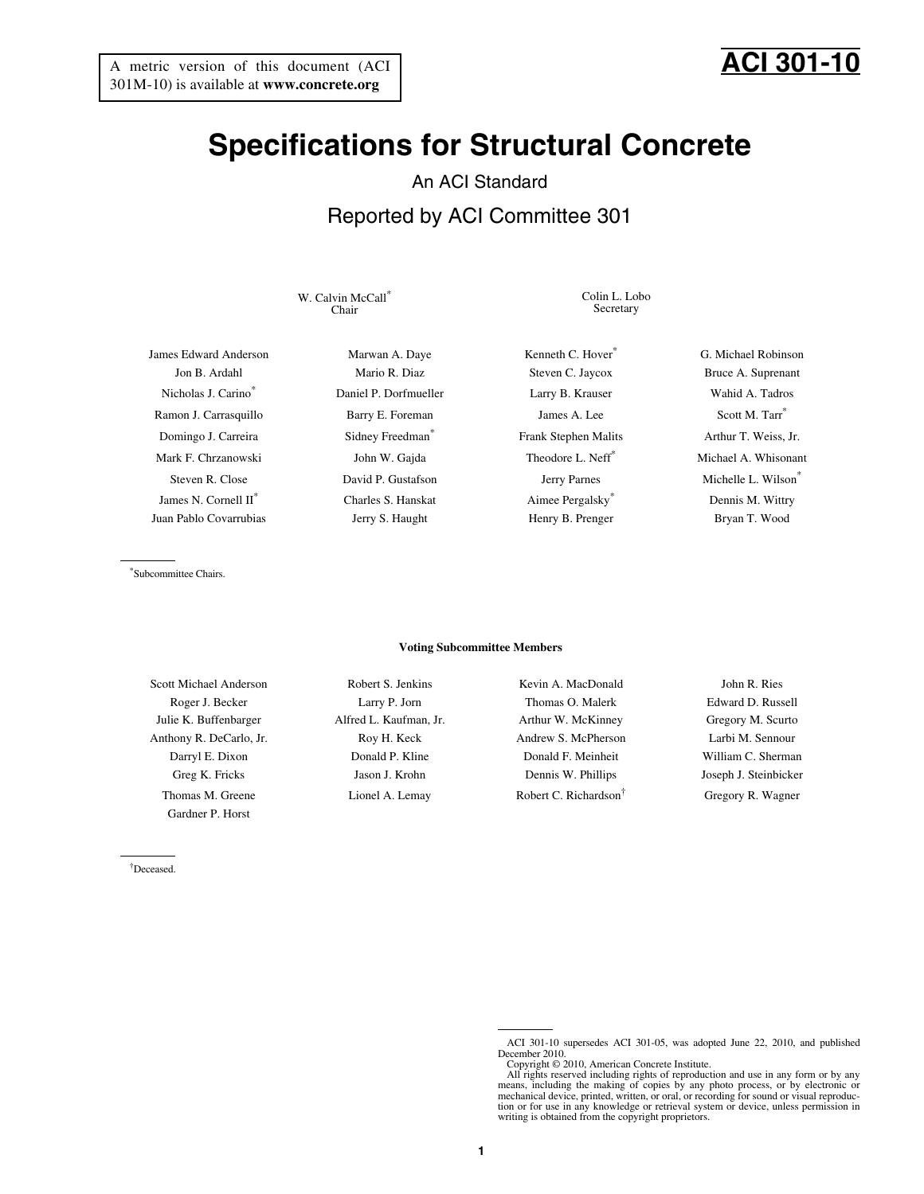A metric version of this document (ACI 301M-10) is available at **www.concrete.org**

**ACI 301-10**

# Specifications for Structural Concrete

An ACI Standard

## Reported by ACI Committee 301

W. Calvin McCall*
Chair

Colin L. Lobo
Secretary

James Edward Anderson
Jon B. Ardahl
Nicholas J. Carino*
Ramon J. Carrasquillo
Domingo J. Carreira
Mark F. Chrzanowski
Steven R. Close
James N. Cornell II*
Juan Pablo Covarrubias
Marwan A. Daye
Mario R. Diaz
Daniel P. Dorfmueller
Barry E. Foreman
Sidney Freedman*
John W. Gajda
David P. Gustafson
Charles S. Hanskat
Jerry S. Haught
Kenneth C. Hover*
Steven C. Jaycox
Larry B. Krauser
James A. Lee
Frank Stephen Malits
Theodore L. Neff*
Jerry Parnes
Aimee Pergalsky*
Henry B. Prenger
G. Michael Robinson
Bruce A. Suprenant
Wahid A. Tadros
Scott M. Tarr*
Arthur T. Weiss, Jr.
Michael A. Whisonant
Michelle L. Wilson*
Dennis M. Wittry
Bryan T. Wood

*Subcommittee Chairs.

**Voting Subcommittee Members**

Scott Michael Anderson
Roger J. Becker
Julie K. Buffenbarger
Anthony R. DeCarlo, Jr.
Darryl E. Dixon
Greg K. Fricks
Thomas M. Greene
Gardner P. Horst
Robert S. Jenkins
Larry P. Jorn
Alfred L. Kaufman, Jr.
Roy H. Keck
Donald P. Kline
Jason J. Krohn
Lionel A. Lemay
Kevin A. MacDonald
Thomas O. Malerk
Arthur W. McKinney
Andrew S. McPherson
Donald F. Meinheit
Dennis W. Phillips
Robert C. Richardson†
John R. Ries
Edward D. Russell
Gregory M. Scurto
Larbi M. Sennour
William C. Sherman
Joseph J. Steinbicker
Gregory R. Wagner

†Deceased.

ACI 301-10 supersedes ACI 301-05, was adopted June 22, 2010, and published December 2010.

Copyright © 2010, American Concrete Institute.

All rights reserved including rights of reproduction and use in any form or by any means, including the making of copies by any photo process, or by electronic or mechanical device, printed, written, or oral, or recording for sound or visual reproduction or for use in any knowledge or retrieval system or device, unless permission in writing is obtained from the copyright proprietors.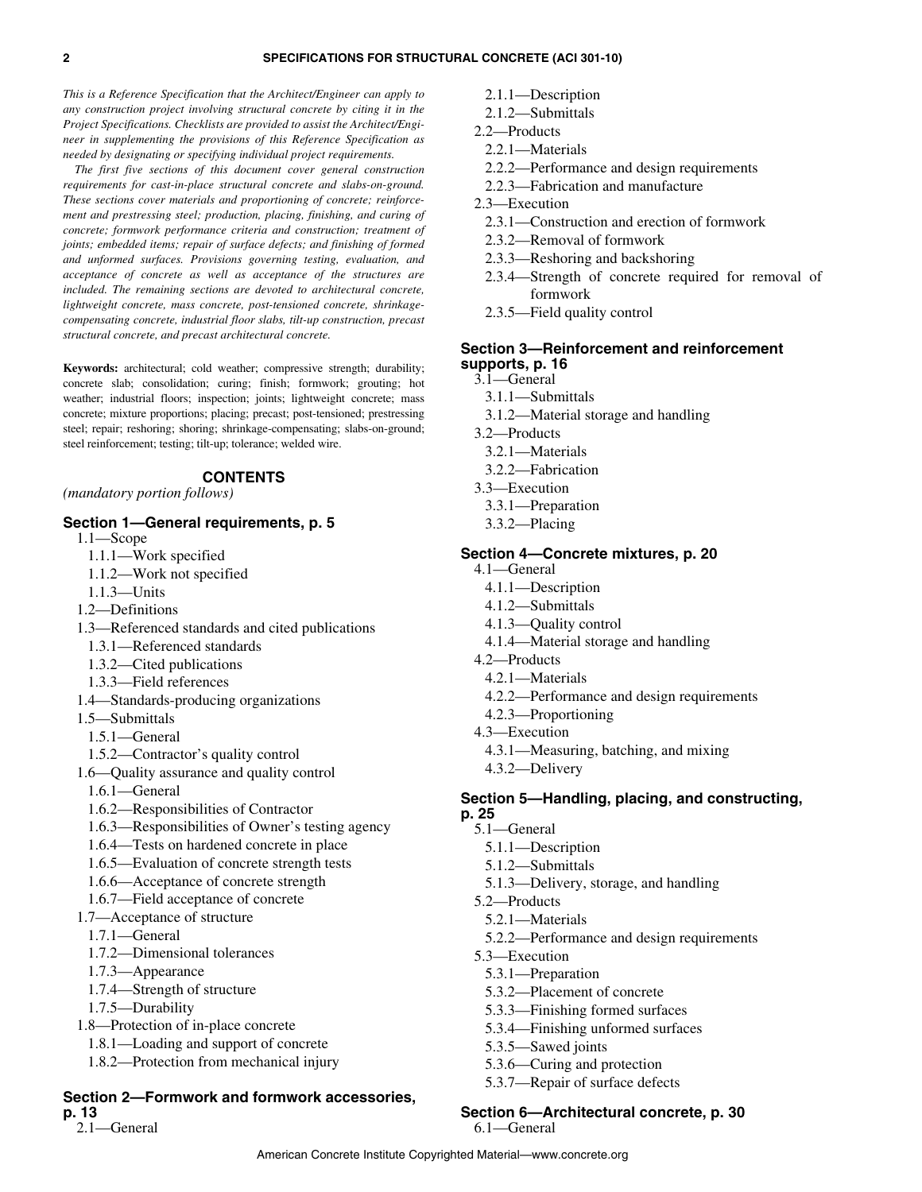*This is a Reference Specification that the Architect/Engineer can apply to any construction project involving structural concrete by citing it in the Project Specifications. Checklists are provided to assist the Architect/Engineer in supplementing the provisions of this Reference Specification as needed by designating or specifying individual project requirements.*

*The first five sections of this document cover general construction requirements for cast-in-place structural concrete and slabs-on-ground. These sections cover materials and proportioning of concrete; reinforcement and prestressing steel; production, placing, finishing, and curing of concrete; formwork performance criteria and construction; treatment of joints; embedded items; repair of surface defects; and finishing of formed and unformed surfaces. Provisions governing testing, evaluation, and acceptance of concrete as well as acceptance of the structures are included. The remaining sections are devoted to architectural concrete, lightweight concrete, mass concrete, post-tensioned concrete, shrinkage-compensating concrete, industrial floor slabs, tilt-up construction, precast structural concrete, and precast architectural concrete.*

**Keywords:** architectural; cold weather; compressive strength; durability; concrete slab; consolidation; curing; finish; formwork; grouting; hot weather; industrial floors; inspection; joints; lightweight concrete; mass concrete; mixture proportions; placing; precast; post-tensioned; prestressing steel; repair; reshoring; shoring; shrinkage-compensating; slabs-on-ground; steel reinforcement; testing; tilt-up; tolerance; welded wire.

## CONTENTS

*(mandatory portion follows)*

### Section 1—General requirements, p. 5

- 1.1—Scope
  - 1.1.1—Work specified
  - 1.1.2—Work not specified
  - 1.1.3—Units
- 1.2—Definitions
- 1.3—Referenced standards and cited publications
  - 1.3.1—Referenced standards
  - 1.3.2—Cited publications
  - 1.3.3—Field references
- 1.4—Standards-producing organizations
- 1.5—Submittals
  - 1.5.1—General
  - 1.5.2—Contractor's quality control
- 1.6—Quality assurance and quality control
  - 1.6.1—General
  - 1.6.2—Responsibilities of Contractor
  - 1.6.3—Responsibilities of Owner's testing agency
  - 1.6.4—Tests on hardened concrete in place
  - 1.6.5—Evaluation of concrete strength tests
  - 1.6.6—Acceptance of concrete strength
  - 1.6.7—Field acceptance of concrete
- 1.7—Acceptance of structure
  - 1.7.1—General
  - 1.7.2—Dimensional tolerances
  - 1.7.3—Appearance
  - 1.7.4—Strength of structure
  - 1.7.5—Durability
- 1.8—Protection of in-place concrete
  - 1.8.1—Loading and support of concrete
  - 1.8.2—Protection from mechanical injury

### Section 2—Formwork and formwork accessories, p. 13

- 2.1—General
  - 2.1.1—Description
  - 2.1.2—Submittals
- 2.2—Products
  - 2.2.1—Materials
  - 2.2.2—Performance and design requirements
  - 2.2.3—Fabrication and manufacture
- 2.3—Execution
  - 2.3.1—Construction and erection of formwork
  - 2.3.2—Removal of formwork
  - 2.3.3—Reshoring and backshoring
  - 2.3.4—Strength of concrete required for removal of formwork
  - 2.3.5—Field quality control

### Section 3—Reinforcement and reinforcement supports, p. 16

- 3.1—General
  - 3.1.1—Submittals
  - 3.1.2—Material storage and handling
- 3.2—Products
  - 3.2.1—Materials
  - 3.2.2—Fabrication
- 3.3—Execution
  - 3.3.1—Preparation
  - 3.3.2—Placing

### Section 4—Concrete mixtures, p. 20

- 4.1—General
  - 4.1.1—Description
  - 4.1.2—Submittals
  - 4.1.3—Quality control
  - 4.1.4—Material storage and handling
- 4.2—Products
  - 4.2.1—Materials
  - 4.2.2—Performance and design requirements
  - 4.2.3—Proportioning
- 4.3—Execution
  - 4.3.1—Measuring, batching, and mixing
  - 4.3.2—Delivery

### Section 5—Handling, placing, and constructing, p. 25

- 5.1—General
  - 5.1.1—Description
  - 5.1.2—Submittals
  - 5.1.3—Delivery, storage, and handling
- 5.2—Products
  - 5.2.1—Materials
  - 5.2.2—Performance and design requirements
- 5.3—Execution
  - 5.3.1—Preparation
  - 5.3.2—Placement of concrete
  - 5.3.3—Finishing formed surfaces
  - 5.3.4—Finishing unformed surfaces
  - 5.3.5—Sawed joints
  - 5.3.6—Curing and protection
  - 5.3.7—Repair of surface defects

### Section 6—Architectural concrete, p. 30

- 6.1—General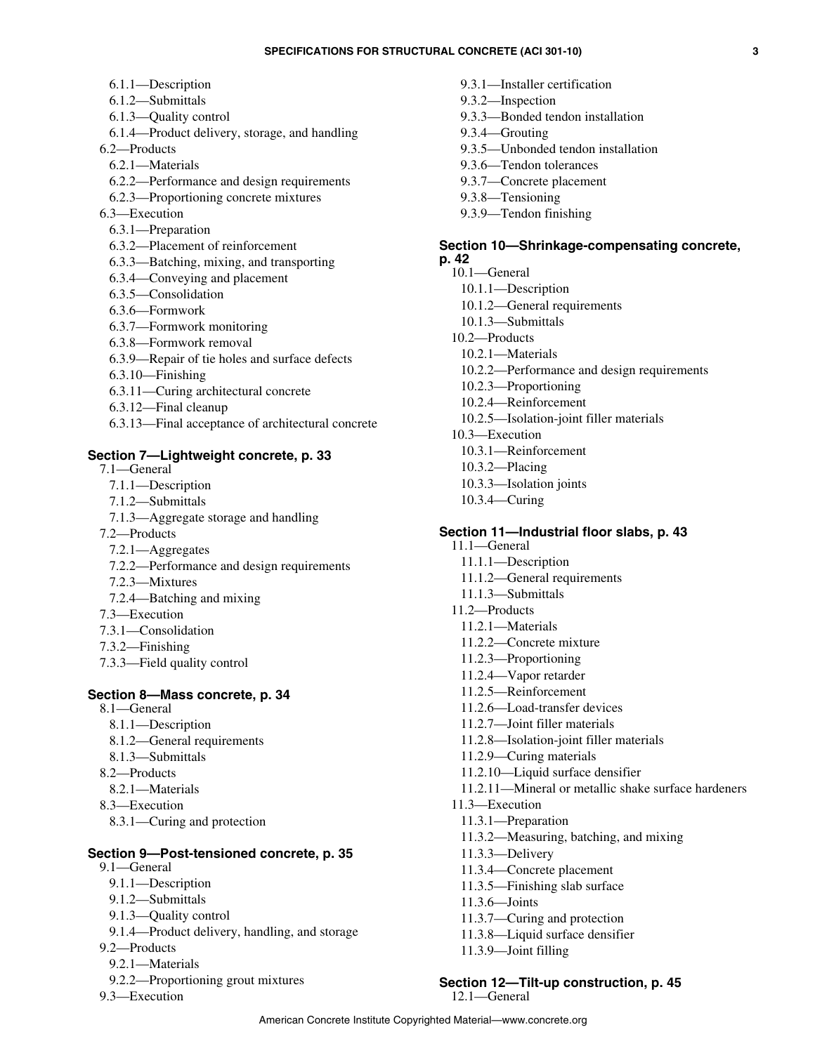6.1.1—Description
6.1.2—Submittals
6.1.3—Quality control
6.1.4—Product delivery, storage, and handling

6.2—Products
6.2.1—Materials
6.2.2—Performance and design requirements
6.2.3—Proportioning concrete mixtures

6.3—Execution
6.3.1—Preparation
6.3.2—Placement of reinforcement
6.3.3—Batching, mixing, and transporting
6.3.4—Conveying and placement
6.3.5—Consolidation
6.3.6—Formwork
6.3.7—Formwork monitoring
6.3.8—Formwork removal
6.3.9—Repair of tie holes and surface defects
6.3.10—Finishing
6.3.11—Curing architectural concrete
6.3.12—Final cleanup
6.3.13—Final acceptance of architectural concrete

**Section 7—Lightweight concrete, p. 33**

7.1—General
7.1.1—Description
7.1.2—Submittals
7.1.3—Aggregate storage and handling

7.2—Products
7.2.1—Aggregates
7.2.2—Performance and design requirements
7.2.3—Mixtures
7.2.4—Batching and mixing

7.3—Execution
7.3.1—Consolidation
7.3.2—Finishing
7.3.3—Field quality control

**Section 8—Mass concrete, p. 34**

8.1—General
8.1.1—Description
8.1.2—General requirements
8.1.3—Submittals

8.2—Products
8.2.1—Materials

8.3—Execution
8.3.1—Curing and protection

**Section 9—Post-tensioned concrete, p. 35**

9.1—General
9.1.1—Description
9.1.2—Submittals
9.1.3—Quality control
9.1.4—Product delivery, handling, and storage

9.2—Products
9.2.1—Materials
9.2.2—Proportioning grout mixtures

9.3—Execution
9.3.1—Installer certification
9.3.2—Inspection
9.3.3—Bonded tendon installation
9.3.4—Grouting
9.3.5—Unbonded tendon installation
9.3.6—Tendon tolerances
9.3.7—Concrete placement
9.3.8—Tensioning
9.3.9—Tendon finishing

**Section 10—Shrinkage-compensating concrete, p. 42**

10.1—General
10.1.1—Description
10.1.2—General requirements
10.1.3—Submittals

10.2—Products
10.2.1—Materials
10.2.2—Performance and design requirements
10.2.3—Proportioning
10.2.4—Reinforcement
10.2.5—Isolation-joint filler materials

10.3—Execution
10.3.1—Reinforcement
10.3.2—Placing
10.3.3—Isolation joints
10.3.4—Curing

**Section 11—Industrial floor slabs, p. 43**

11.1—General
11.1.1—Description
11.1.2—General requirements
11.1.3—Submittals

11.2—Products
11.2.1—Materials
11.2.2—Concrete mixture
11.2.3—Proportioning
11.2.4—Vapor retarder
11.2.5—Reinforcement
11.2.6—Load-transfer devices
11.2.7—Joint filler materials
11.2.8—Isolation-joint filler materials
11.2.9—Curing materials
11.2.10—Liquid surface densifier
11.2.11—Mineral or metallic shake surface hardeners

11.3—Execution
11.3.1—Preparation
11.3.2—Measuring, batching, and mixing
11.3.3—Delivery
11.3.4—Concrete placement
11.3.5—Finishing slab surface
11.3.6—Joints
11.3.7—Curing and protection
11.3.8—Liquid surface densifier
11.3.9—Joint filling

**Section 12—Tilt-up construction, p. 45**

12.1—General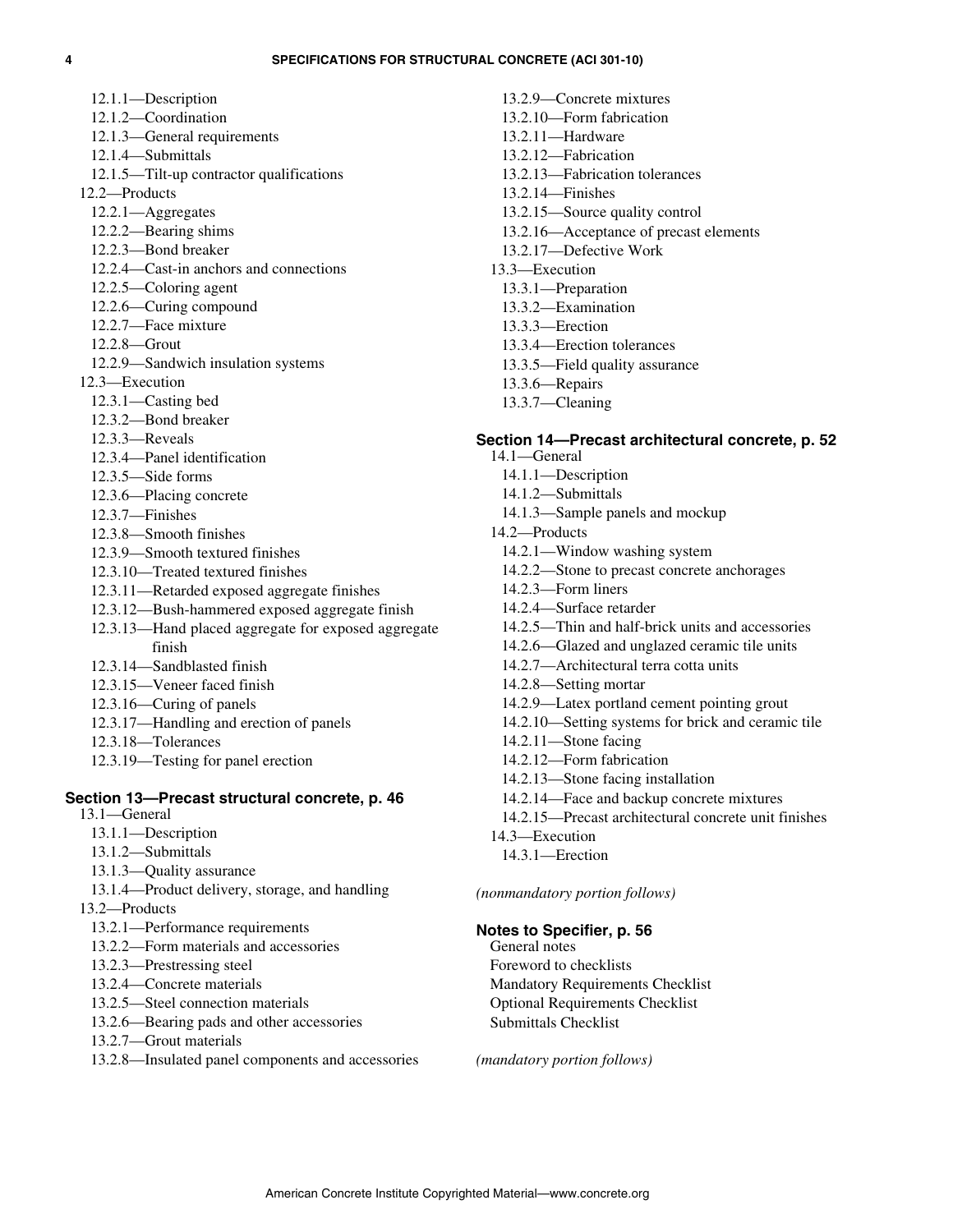12.1.1—Description
12.1.2—Coordination
12.1.3—General requirements
12.1.4—Submittals
12.1.5—Tilt-up contractor qualifications

12.2—Products
12.2.1—Aggregates
12.2.2—Bearing shims
12.2.3—Bond breaker
12.2.4—Cast-in anchors and connections
12.2.5—Coloring agent
12.2.6—Curing compound
12.2.7—Face mixture
12.2.8—Grout
12.2.9—Sandwich insulation systems

12.3—Execution
12.3.1—Casting bed
12.3.2—Bond breaker
12.3.3—Reveals
12.3.4—Panel identification
12.3.5—Side forms
12.3.6—Placing concrete
12.3.7—Finishes
12.3.8—Smooth finishes
12.3.9—Smooth textured finishes
12.3.10—Treated textured finishes
12.3.11—Retarded exposed aggregate finishes
12.3.12—Bush-hammered exposed aggregate finish
12.3.13—Hand placed aggregate for exposed aggregate finish
12.3.14—Sandblasted finish
12.3.15—Veneer faced finish
12.3.16—Curing of panels
12.3.17—Handling and erection of panels
12.3.18—Tolerances
12.3.19—Testing for panel erection

**Section 13—Precast structural concrete, p. 46**

13.1—General
13.1.1—Description
13.1.2—Submittals
13.1.3—Quality assurance
13.1.4—Product delivery, storage, and handling

13.2—Products
13.2.1—Performance requirements
13.2.2—Form materials and accessories
13.2.3—Prestressing steel
13.2.4—Concrete materials
13.2.5—Steel connection materials
13.2.6—Bearing pads and other accessories
13.2.7—Grout materials
13.2.8—Insulated panel components and accessories
13.2.9—Concrete mixtures
13.2.10—Form fabrication
13.2.11—Hardware
13.2.12—Fabrication
13.2.13—Fabrication tolerances
13.2.14—Finishes
13.2.15—Source quality control
13.2.16—Acceptance of precast elements
13.2.17—Defective Work

13.3—Execution
13.3.1—Preparation
13.3.2—Examination
13.3.3—Erection
13.3.4—Erection tolerances
13.3.5—Field quality assurance
13.3.6—Repairs
13.3.7—Cleaning

**Section 14—Precast architectural concrete, p. 52**

14.1—General
14.1.1—Description
14.1.2—Submittals
14.1.3—Sample panels and mockup

14.2—Products
14.2.1—Window washing system
14.2.2—Stone to precast concrete anchorages
14.2.3—Form liners
14.2.4—Surface retarder
14.2.5—Thin and half-brick units and accessories
14.2.6—Glazed and unglazed ceramic tile units
14.2.7—Architectural terra cotta units
14.2.8—Setting mortar
14.2.9—Latex portland cement pointing grout
14.2.10—Setting systems for brick and ceramic tile
14.2.11—Stone facing
14.2.12—Form fabrication
14.2.13—Stone facing installation
14.2.14—Face and backup concrete mixtures
14.2.15—Precast architectural concrete unit finishes

14.3—Execution
14.3.1—Erection

*(nonmandatory portion follows)*

**Notes to Specifier, p. 56**

General notes
Foreword to checklists
Mandatory Requirements Checklist
Optional Requirements Checklist
Submittals Checklist

*(mandatory portion follows)*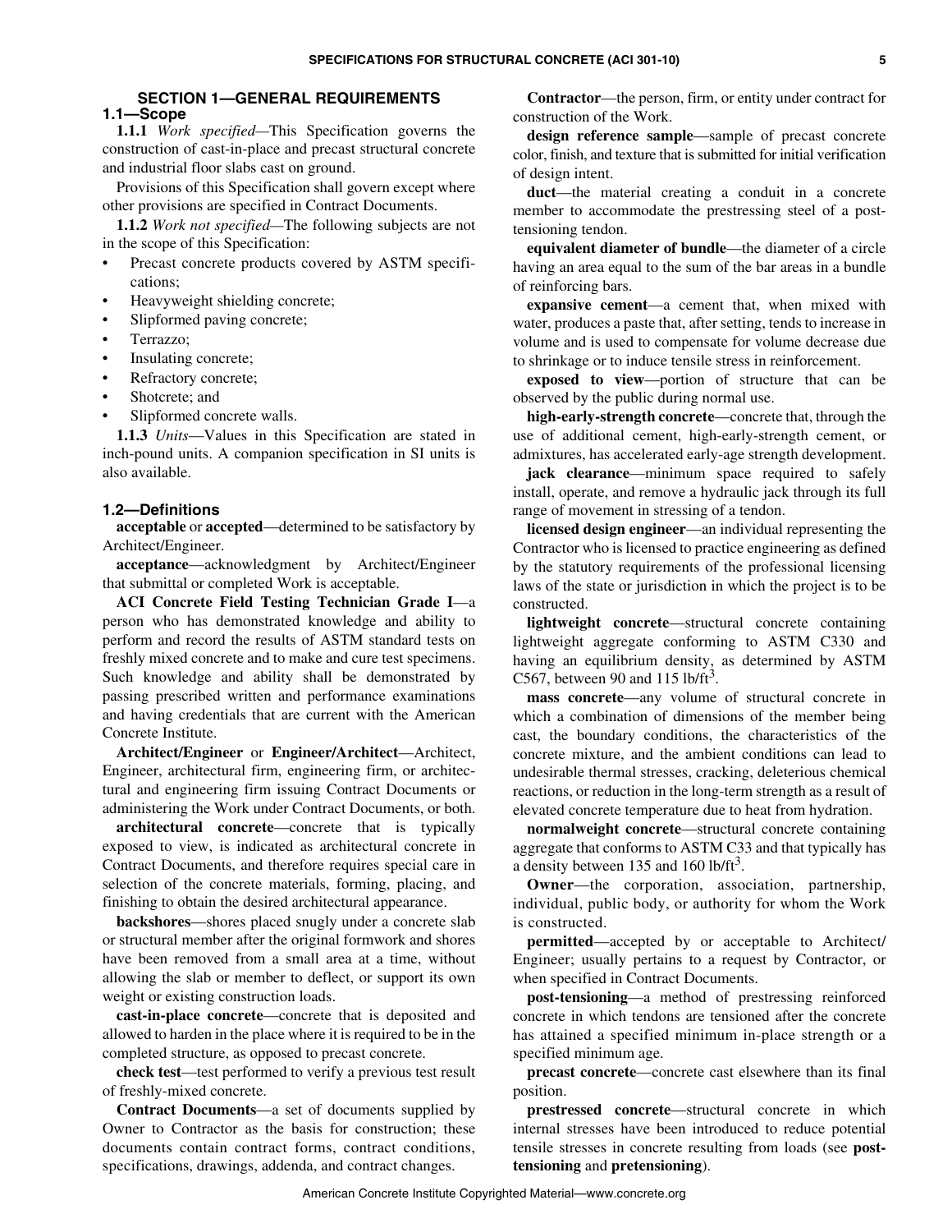## SECTION 1—GENERAL REQUIREMENTS

### 1.1—Scope

**1.1.1** *Work specified*—This Specification governs the construction of cast-in-place and precast structural concrete and industrial floor slabs cast on ground.

Provisions of this Specification shall govern except where other provisions are specified in Contract Documents.

**1.1.2** *Work not specified*—The following subjects are not in the scope of this Specification:

- Precast concrete products covered by ASTM specifications;
- Heavyweight shielding concrete;
- Slipformed paving concrete;
- Terrazzo;
- Insulating concrete;
- Refractory concrete;
- Shotcrete; and
- Slipformed concrete walls.

**1.1.3** *Units*—Values in this Specification are stated in inch-pound units. A companion specification in SI units is also available.

### 1.2—Definitions

**acceptable** or **accepted**—determined to be satisfactory by Architect/Engineer.

**acceptance**—acknowledgment by Architect/Engineer that submittal or completed Work is acceptable.

**ACI Concrete Field Testing Technician Grade I**—a person who has demonstrated knowledge and ability to perform and record the results of ASTM standard tests on freshly mixed concrete and to make and cure test specimens. Such knowledge and ability shall be demonstrated by passing prescribed written and performance examinations and having credentials that are current with the American Concrete Institute.

**Architect/Engineer** or **Engineer/Architect**—Architect, Engineer, architectural firm, engineering firm, or architectural and engineering firm issuing Contract Documents or administering the Work under Contract Documents, or both.

**architectural concrete**—concrete that is typically exposed to view, is indicated as architectural concrete in Contract Documents, and therefore requires special care in selection of the concrete materials, forming, placing, and finishing to obtain the desired architectural appearance.

**backshores**—shores placed snugly under a concrete slab or structural member after the original formwork and shores have been removed from a small area at a time, without allowing the slab or member to deflect, or support its own weight or existing construction loads.

**cast-in-place concrete**—concrete that is deposited and allowed to harden in the place where it is required to be in the completed structure, as opposed to precast concrete.

**check test**—test performed to verify a previous test result of freshly-mixed concrete.

**Contract Documents**—a set of documents supplied by Owner to Contractor as the basis for construction; these documents contain contract forms, contract conditions, specifications, drawings, addenda, and contract changes.

**Contractor**—the person, firm, or entity under contract for construction of the Work.

**design reference sample**—sample of precast concrete color, finish, and texture that is submitted for initial verification of design intent.

**duct**—the material creating a conduit in a concrete member to accommodate the prestressing steel of a post-tensioning tendon.

**equivalent diameter of bundle**—the diameter of a circle having an area equal to the sum of the bar areas in a bundle of reinforcing bars.

**expansive cement**—a cement that, when mixed with water, produces a paste that, after setting, tends to increase in volume and is used to compensate for volume decrease due to shrinkage or to induce tensile stress in reinforcement.

**exposed to view**—portion of structure that can be observed by the public during normal use.

**high-early-strength concrete**—concrete that, through the use of additional cement, high-early-strength cement, or admixtures, has accelerated early-age strength development.

**jack clearance**—minimum space required to safely install, operate, and remove a hydraulic jack through its full range of movement in stressing of a tendon.

**licensed design engineer**—an individual representing the Contractor who is licensed to practice engineering as defined by the statutory requirements of the professional licensing laws of the state or jurisdiction in which the project is to be constructed.

**lightweight concrete**—structural concrete containing lightweight aggregate conforming to ASTM C330 and having an equilibrium density, as determined by ASTM C567, between 90 and 115 $lb/ft^3$.

**mass concrete**—any volume of structural concrete in which a combination of dimensions of the member being cast, the boundary conditions, the characteristics of the concrete mixture, and the ambient conditions can lead to undesirable thermal stresses, cracking, deleterious chemical reactions, or reduction in the long-term strength as a result of elevated concrete temperature due to heat from hydration.

**normalweight concrete**—structural concrete containing aggregate that conforms to ASTM C33 and that typically has a density between 135 and 160 $lb/ft^3$.

**Owner**—the corporation, association, partnership, individual, public body, or authority for whom the Work is constructed.

**permitted**—accepted by or acceptable to Architect/Engineer; usually pertains to a request by Contractor, or when specified in Contract Documents.

**post-tensioning**—a method of prestressing reinforced concrete in which tendons are tensioned after the concrete has attained a specified minimum in-place strength or a specified minimum age.

**precast concrete**—concrete cast elsewhere than its final position.

**prestressed concrete**—structural concrete in which internal stresses have been introduced to reduce potential tensile stresses in concrete resulting from loads (see **post-tensioning** and **pretensioning**).